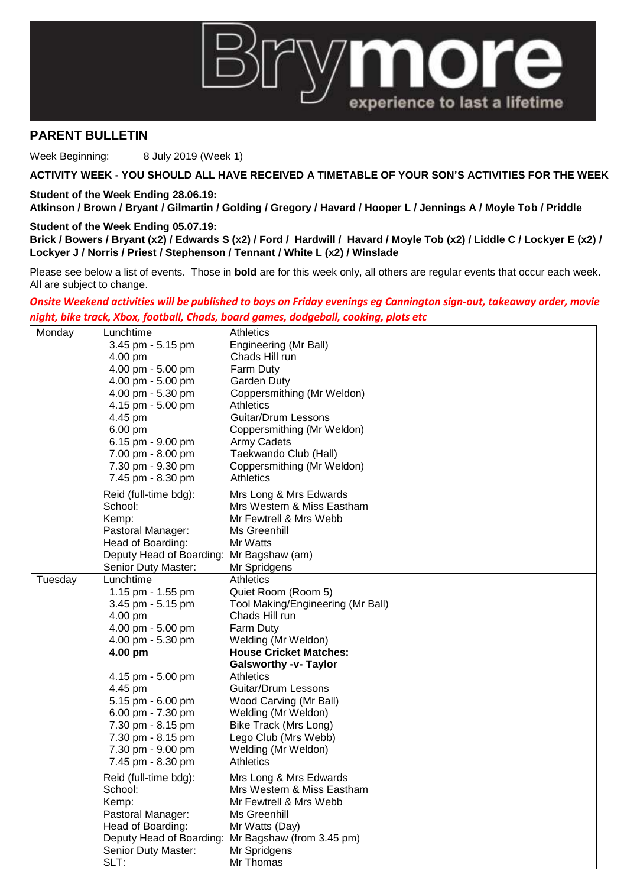Brymore — experience to last a lifetime

## PARENT BULLETIN

Week Beginning: 8 July 2019 (Week 1)

**ACTIVITY WEEK - YOU SHOULD ALL HAVE RECEIVED A TIMETABLE OF YOUR SON'S ACTIVITIES FOR THE WEEK**

**Student of the Week Ending 28.06.19:**
**Atkinson / Brown / Bryant / Gilmartin / Golding / Gregory / Havard / Hooper L / Jennings A / Moyle Tob / Priddle**

**Student of the Week Ending 05.07.19:**
**Brick / Bowers / Bryant (x2) / Edwards S (x2) / Ford / Hardwill / Havard / Moyle Tob (x2) / Liddle C / Lockyer E (x2) / Lockyer J / Norris / Priest / Stephenson / Tennant / White L (x2) / Winslade**

Please see below a list of events. Those in **bold** are for this week only, all others are regular events that occur each week. All are subject to change.

***Onsite Weekend activities will be published to boys on Friday evenings eg Cannington sign-out, takeaway order, movie night, bike track, Xbox, football, Chads, board games, dodgeball, cooking, plots etc***

| Day | Time | Activity |
|---|---|---|
| Monday | Lunchtime | Athletics |
| | 3.45 pm - 5.15 pm | Engineering (Mr Ball) |
| | 4.00 pm | Chads Hill run |
| | 4.00 pm - 5.00 pm | Farm Duty |
| | 4.00 pm - 5.00 pm | Garden Duty |
| | 4.00 pm - 5.30 pm | Coppersmithing (Mr Weldon) |
| | 4.15 pm - 5.00 pm | Athletics |
| | 4.45 pm | Guitar/Drum Lessons |
| | 6.00 pm | Coppersmithing (Mr Weldon) |
| | 6.15 pm - 9.00 pm | Army Cadets |
| | 7.00 pm - 8.00 pm | Taekwando Club (Hall) |
| | 7.30 pm - 9.30 pm | Coppersmithing (Mr Weldon) |
| | 7.45 pm - 8.30 pm | Athletics |
| | Reid (full-time bdg): | Mrs Long & Mrs Edwards |
| | School: | Mrs Western & Miss Eastham |
| | Kemp: | Mr Fewtrell & Mrs Webb |
| | Pastoral Manager: | Ms Greenhill |
| | Head of Boarding: | Mr Watts |
| | Deputy Head of Boarding: | Mr Bagshaw (am) |
| | Senior Duty Master: | Mr Spridgens |
| Tuesday | Lunchtime | Athletics |
| | 1.15 pm - 1.55 pm | Quiet Room (Room 5) |
| | 3.45 pm - 5.15 pm | Tool Making/Engineering (Mr Ball) |
| | 4.00 pm | Chads Hill run |
| | 4.00 pm - 5.00 pm | Farm Duty |
| | 4.00 pm - 5.30 pm | Welding (Mr Weldon) |
| | **4.00 pm** | **House Cricket Matches: Galsworthy -v- Taylor** |
| | 4.15 pm - 5.00 pm | Athletics |
| | 4.45 pm | Guitar/Drum Lessons |
| | 5.15 pm - 6.00 pm | Wood Carving (Mr Ball) |
| | 6.00 pm - 7.30 pm | Welding (Mr Weldon) |
| | 7.30 pm - 8.15 pm | Bike Track (Mrs Long) |
| | 7.30 pm - 8.15 pm | Lego Club (Mrs Webb) |
| | 7.30 pm - 9.00 pm | Welding (Mr Weldon) |
| | 7.45 pm - 8.30 pm | Athletics |
| | Reid (full-time bdg): | Mrs Long & Mrs Edwards |
| | School: | Mrs Western & Miss Eastham |
| | Kemp: | Mr Fewtrell & Mrs Webb |
| | Pastoral Manager: | Ms Greenhill |
| | Head of Boarding: | Mr Watts (Day) |
| | Deputy Head of Boarding: | Mr Bagshaw (from 3.45 pm) |
| | Senior Duty Master: | Mr Spridgens |
| | SLT: | Mr Thomas |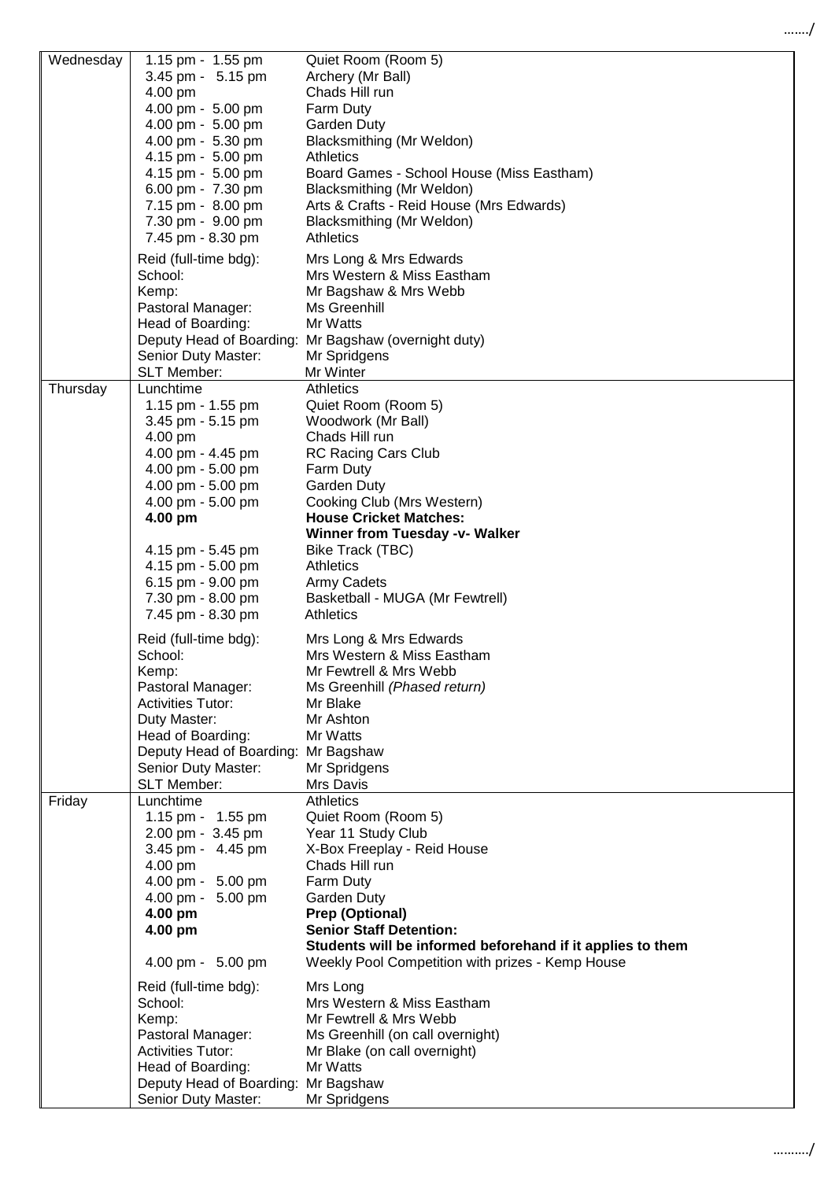| | | |
|---|---|---|
| Wednesday | 1.15 pm - 1.55 pm | Quiet Room (Room 5) |
| | 3.45 pm - 5.15 pm | Archery (Mr Ball) |
| | 4.00 pm | Chads Hill run |
| | 4.00 pm - 5.00 pm | Farm Duty |
| | 4.00 pm - 5.00 pm | Garden Duty |
| | 4.00 pm - 5.30 pm | Blacksmithing (Mr Weldon) |
| | 4.15 pm - 5.00 pm | Athletics |
| | 4.15 pm - 5.00 pm | Board Games - School House (Miss Eastham) |
| | 6.00 pm - 7.30 pm | Blacksmithing (Mr Weldon) |
| | 7.15 pm - 8.00 pm | Arts & Crafts - Reid House (Mrs Edwards) |
| | 7.30 pm - 9.00 pm | Blacksmithing (Mr Weldon) |
| | 7.45 pm - 8.30 pm | Athletics |
| | Reid (full-time bdg): | Mrs Long & Mrs Edwards |
| | School: | Mrs Western & Miss Eastham |
| | Kemp: | Mr Bagshaw & Mrs Webb |
| | Pastoral Manager: | Ms Greenhill |
| | Head of Boarding: | Mr Watts |
| | Deputy Head of Boarding: | Mr Bagshaw (overnight duty) |
| | Senior Duty Master: | Mr Spridgens |
| | SLT Member: | Mr Winter |
| Thursday | Lunchtime | Athletics |
| | 1.15 pm - 1.55 pm | Quiet Room (Room 5) |
| | 3.45 pm - 5.15 pm | Woodwork (Mr Ball) |
| | 4.00 pm | Chads Hill run |
| | 4.00 pm - 4.45 pm | RC Racing Cars Club |
| | 4.00 pm - 5.00 pm | Farm Duty |
| | 4.00 pm - 5.00 pm | Garden Duty |
| | 4.00 pm - 5.00 pm | Cooking Club (Mrs Western) |
| | **4.00 pm** | **House Cricket Matches:** **Winner from Tuesday -v- Walker** |
| | 4.15 pm - 5.45 pm | Bike Track (TBC) |
| | 4.15 pm - 5.00 pm | Athletics |
| | 6.15 pm - 9.00 pm | Army Cadets |
| | 7.30 pm - 8.00 pm | Basketball - MUGA (Mr Fewtrell) |
| | 7.45 pm - 8.30 pm | Athletics |
| | Reid (full-time bdg): | Mrs Long & Mrs Edwards |
| | School: | Mrs Western & Miss Eastham |
| | Kemp: | Mr Fewtrell & Mrs Webb |
| | Pastoral Manager: | Ms Greenhill *(Phased return)* |
| | Activities Tutor: | Mr Blake |
| | Duty Master: | Mr Ashton |
| | Head of Boarding: | Mr Watts |
| | Deputy Head of Boarding: | Mr Bagshaw |
| | Senior Duty Master: | Mr Spridgens |
| | SLT Member: | Mrs Davis |
| Friday | Lunchtime | Athletics |
| | 1.15 pm - 1.55 pm | Quiet Room (Room 5) |
| | 2.00 pm - 3.45 pm | Year 11 Study Club |
| | 3.45 pm - 4.45 pm | X-Box Freeplay - Reid House |
| | 4.00 pm | Chads Hill run |
| | 4.00 pm - 5.00 pm | Farm Duty |
| | 4.00 pm - 5.00 pm | Garden Duty |
| | **4.00 pm** | **Prep (Optional)** |
| | **4.00 pm** | **Senior Staff Detention:** **Students will be informed beforehand if it applies to them** |
| | 4.00 pm - 5.00 pm | Weekly Pool Competition with prizes - Kemp House |
| | Reid (full-time bdg): | Mrs Long |
| | School: | Mrs Western & Miss Eastham |
| | Kemp: | Mr Fewtrell & Mrs Webb |
| | Pastoral Manager: | Ms Greenhill (on call overnight) |
| | Activities Tutor: | Mr Blake (on call overnight) |
| | Head of Boarding: | Mr Watts |
| | Deputy Head of Boarding: | Mr Bagshaw |
| | Senior Duty Master: | Mr Spridgens |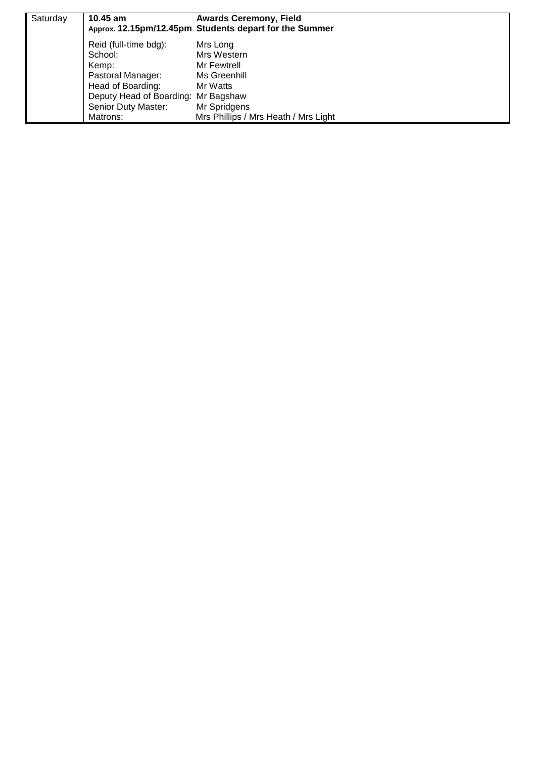| | | |
|---|---|---|
| Saturday | **10.45 am**<br>Approx. **12.15pm/12.45pm** | **Awards Ceremony, Field**<br>**Students depart for the Summer** |
| | Reid (full-time bdg):<br>School:<br>Kemp:<br>Pastoral Manager:<br>Head of Boarding:<br>Deputy Head of Boarding:<br>Senior Duty Master:<br>Matrons: | Mrs Long<br>Mrs Western<br>Mr Fewtrell<br>Ms Greenhill<br>Mr Watts<br>Mr Bagshaw<br>Mr Spridgens<br>Mrs Phillips / Mrs Heath / Mrs Light |